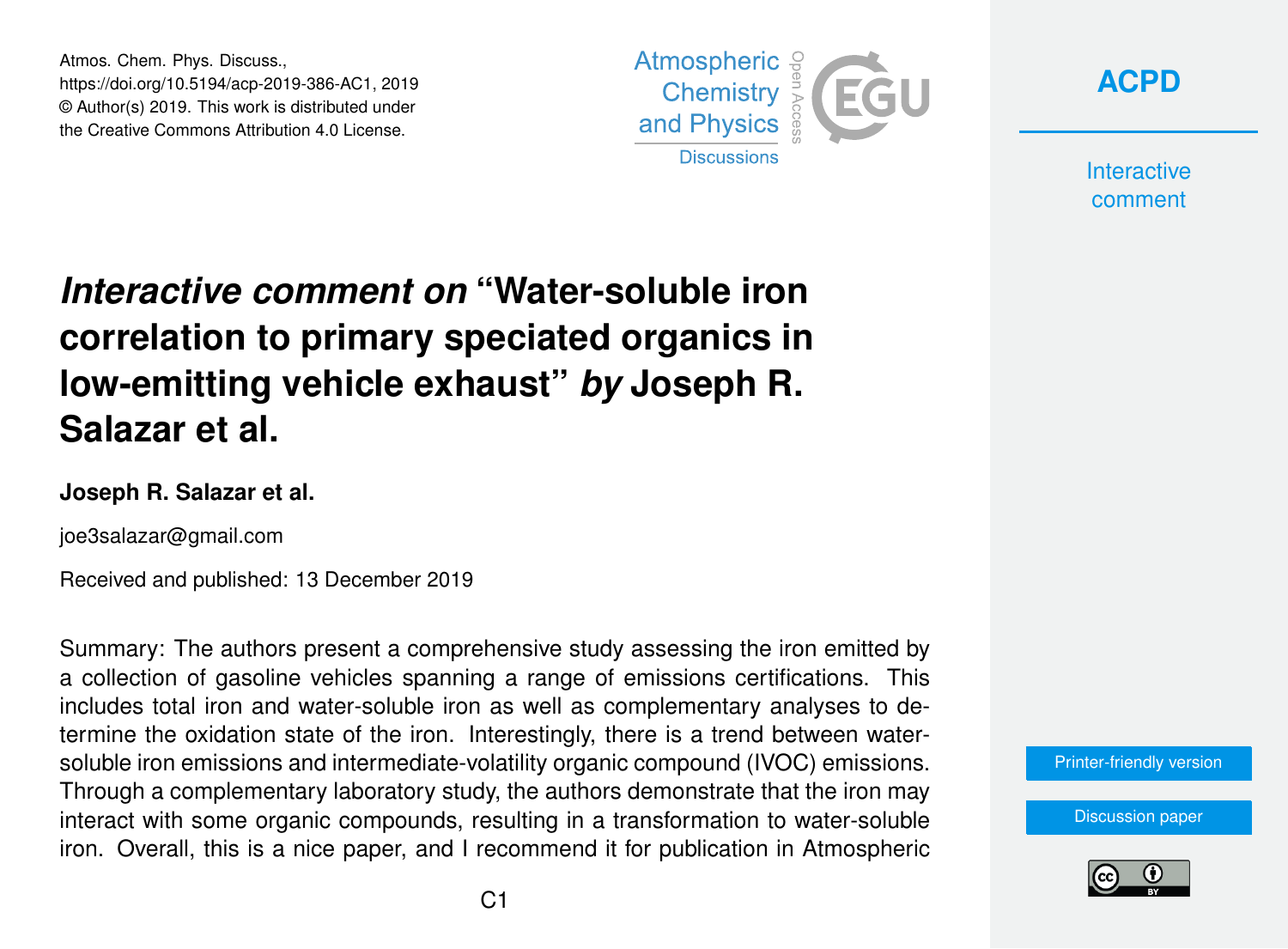Atmos. Chem. Phys. Discuss.,
https://doi.org/10.5194/acp-2019-386-AC1, 2019
© Author(s) 2019. This work is distributed under
the Creative Commons Attribution 4.0 License.

# *Interactive comment on* "Water-soluble iron correlation to primary speciated organics in low-emitting vehicle exhaust" *by* Joseph R. Salazar et al.

**Joseph R. Salazar et al.**

joe3salazar@gmail.com

Received and published: 13 December 2019

Summary: The authors present a comprehensive study assessing the iron emitted by a collection of gasoline vehicles spanning a range of emissions certifications. This includes total iron and water-soluble iron as well as complementary analyses to determine the oxidation state of the iron. Interestingly, there is a trend between water-soluble iron emissions and intermediate-volatility organic compound (IVOC) emissions. Through a complementary laboratory study, the authors demonstrate that the iron may interact with some organic compounds, resulting in a transformation to water-soluble iron. Overall, this is a nice paper, and I recommend it for publication in Atmospheric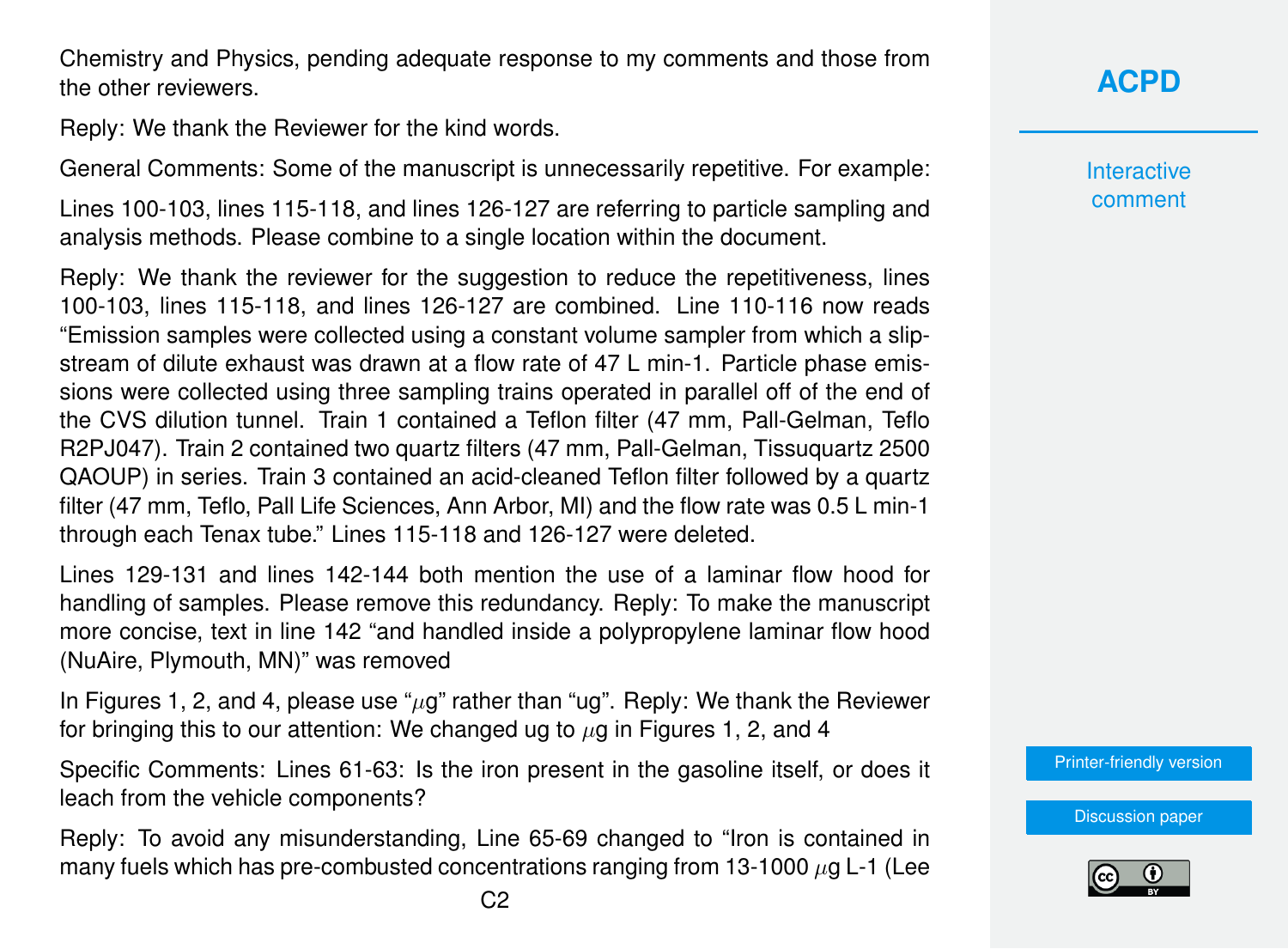Chemistry and Physics, pending adequate response to my comments and those from the other reviewers.

Reply: We thank the Reviewer for the kind words.

General Comments: Some of the manuscript is unnecessarily repetitive. For example:

Lines 100-103, lines 115-118, and lines 126-127 are referring to particle sampling and analysis methods. Please combine to a single location within the document.

Reply: We thank the reviewer for the suggestion to reduce the repetitiveness, lines 100-103, lines 115-118, and lines 126-127 are combined. Line 110-116 now reads "Emission samples were collected using a constant volume sampler from which a slip-stream of dilute exhaust was drawn at a flow rate of 47 L min-1. Particle phase emissions were collected using three sampling trains operated in parallel off of the end of the CVS dilution tunnel. Train 1 contained a Teflon filter (47 mm, Pall-Gelman, Teflo R2PJ047). Train 2 contained two quartz filters (47 mm, Pall-Gelman, Tissuquartz 2500 QAOUP) in series. Train 3 contained an acid-cleaned Teflon filter followed by a quartz filter (47 mm, Teflo, Pall Life Sciences, Ann Arbor, MI) and the flow rate was 0.5 L min-1 through each Tenax tube." Lines 115-118 and 126-127 were deleted.

Lines 129-131 and lines 142-144 both mention the use of a laminar flow hood for handling of samples. Please remove this redundancy. Reply: To make the manuscript more concise, text in line 142 "and handled inside a polypropylene laminar flow hood (NuAire, Plymouth, MN)" was removed

In Figures 1, 2, and 4, please use "$\mu$g" rather than "ug". Reply: We thank the Reviewer for bringing this to our attention: We changed ug to $\mu$g in Figures 1, 2, and 4

Specific Comments: Lines 61-63: Is the iron present in the gasoline itself, or does it leach from the vehicle components?

Reply: To avoid any misunderstanding, Line 65-69 changed to "Iron is contained in many fuels which has pre-combusted concentrations ranging from 13-1000 $\mu$g L-1 (Lee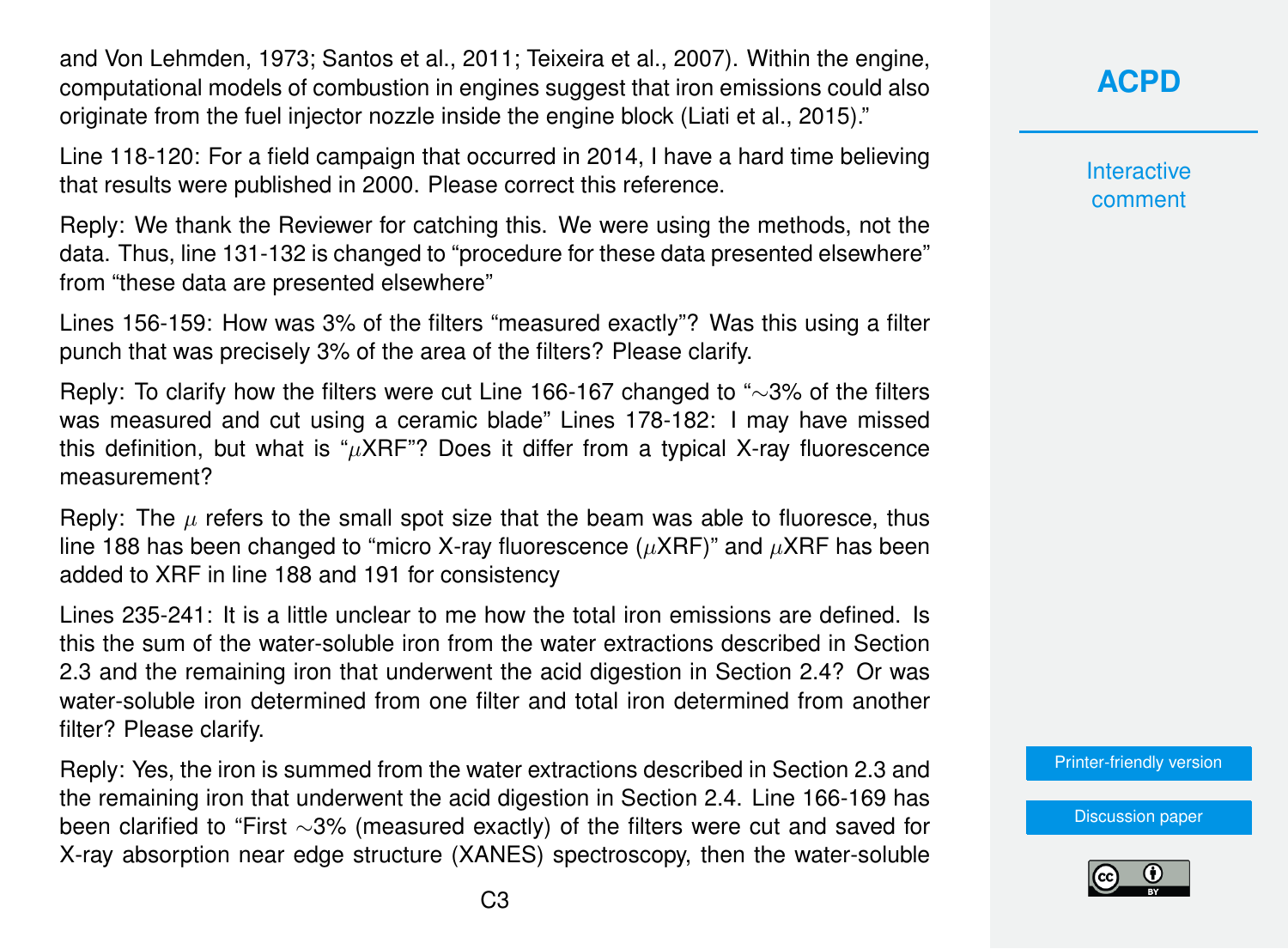and Von Lehmden, 1973; Santos et al., 2011; Teixeira et al., 2007). Within the engine, computational models of combustion in engines suggest that iron emissions could also originate from the fuel injector nozzle inside the engine block (Liati et al., 2015)."

Line 118-120: For a field campaign that occurred in 2014, I have a hard time believing that results were published in 2000. Please correct this reference.

Reply: We thank the Reviewer for catching this. We were using the methods, not the data. Thus, line 131-132 is changed to "procedure for these data presented elsewhere" from "these data are presented elsewhere"

Lines 156-159: How was 3% of the filters "measured exactly"? Was this using a filter punch that was precisely 3% of the area of the filters? Please clarify.

Reply: To clarify how the filters were cut Line 166-167 changed to "∼3% of the filters was measured and cut using a ceramic blade" Lines 178-182: I may have missed this definition, but what is "$\mu$XRF"? Does it differ from a typical X-ray fluorescence measurement?

Reply: The $\mu$ refers to the small spot size that the beam was able to fluoresce, thus line 188 has been changed to "micro X-ray fluorescence ($\mu$XRF)" and $\mu$XRF has been added to XRF in line 188 and 191 for consistency

Lines 235-241: It is a little unclear to me how the total iron emissions are defined. Is this the sum of the water-soluble iron from the water extractions described in Section 2.3 and the remaining iron that underwent the acid digestion in Section 2.4? Or was water-soluble iron determined from one filter and total iron determined from another filter? Please clarify.

Reply: Yes, the iron is summed from the water extractions described in Section 2.3 and the remaining iron that underwent the acid digestion in Section 2.4. Line 166-169 has been clarified to "First ∼3% (measured exactly) of the filters were cut and saved for X-ray absorption near edge structure (XANES) spectroscopy, then the water-soluble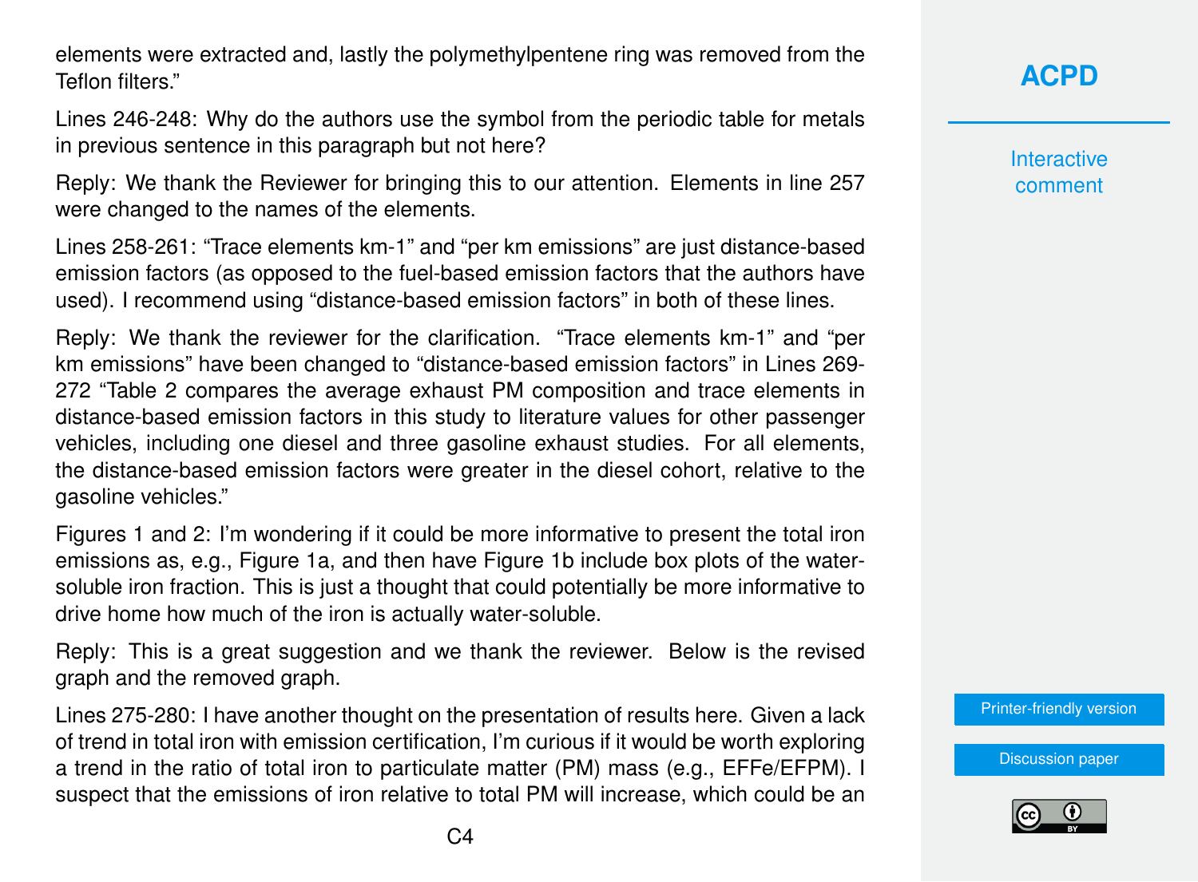elements were extracted and, lastly the polymethylpentene ring was removed from the Teflon filters."

Lines 246-248: Why do the authors use the symbol from the periodic table for metals in previous sentence in this paragraph but not here?

Reply: We thank the Reviewer for bringing this to our attention. Elements in line 257 were changed to the names of the elements.

Lines 258-261: "Trace elements km-1" and "per km emissions" are just distance-based emission factors (as opposed to the fuel-based emission factors that the authors have used). I recommend using "distance-based emission factors" in both of these lines.

Reply: We thank the reviewer for the clarification. "Trace elements km-1" and "per km emissions" have been changed to "distance-based emission factors" in Lines 269-272 "Table 2 compares the average exhaust PM composition and trace elements in distance-based emission factors in this study to literature values for other passenger vehicles, including one diesel and three gasoline exhaust studies. For all elements, the distance-based emission factors were greater in the diesel cohort, relative to the gasoline vehicles."

Figures 1 and 2: I'm wondering if it could be more informative to present the total iron emissions as, e.g., Figure 1a, and then have Figure 1b include box plots of the water-soluble iron fraction. This is just a thought that could potentially be more informative to drive home how much of the iron is actually water-soluble.

Reply: This is a great suggestion and we thank the reviewer. Below is the revised graph and the removed graph.

Lines 275-280: I have another thought on the presentation of results here. Given a lack of trend in total iron with emission certification, I'm curious if it would be worth exploring a trend in the ratio of total iron to particulate matter (PM) mass (e.g., $EF_{Fe}/EF_{PM}$). I suspect that the emissions of iron relative to total PM will increase, which could be an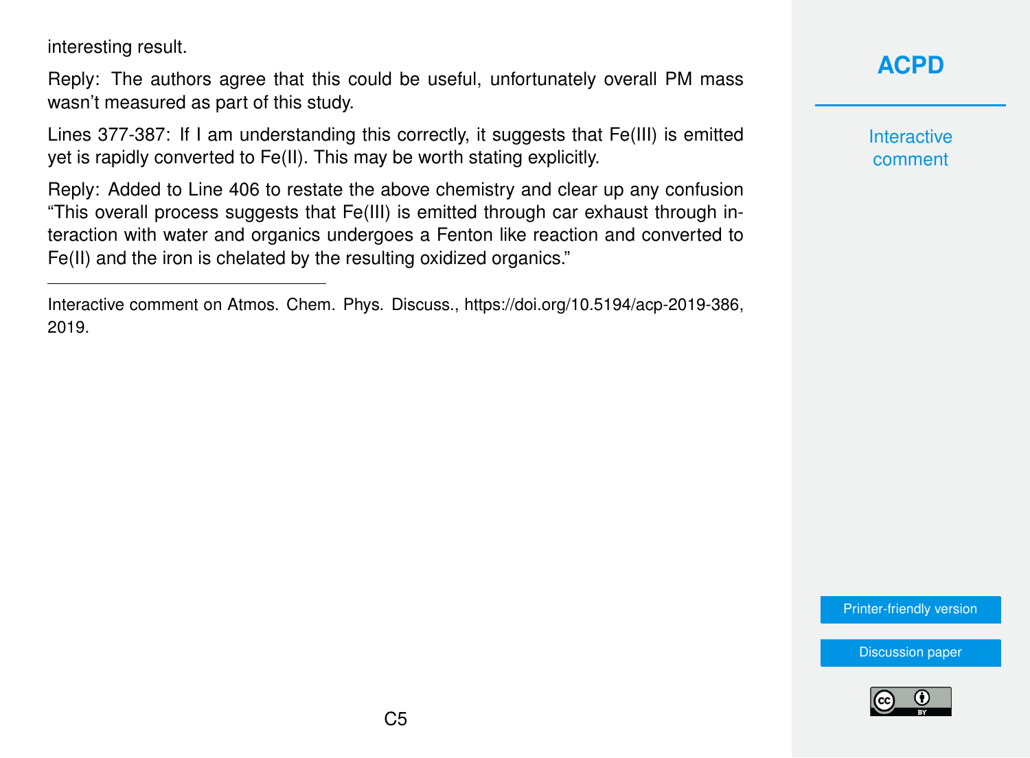interesting result.

Reply: The authors agree that this could be useful, unfortunately overall PM mass wasn't measured as part of this study.

Lines 377-387: If I am understanding this correctly, it suggests that Fe(III) is emitted yet is rapidly converted to Fe(II). This may be worth stating explicitly.

Reply: Added to Line 406 to restate the above chemistry and clear up any confusion "This overall process suggests that Fe(III) is emitted through car exhaust through interaction with water and organics undergoes a Fenton like reaction and converted to Fe(II) and the iron is chelated by the resulting oxidized organics."

---

Interactive comment on Atmos. Chem. Phys. Discuss., https://doi.org/10.5194/acp-2019-386, 2019.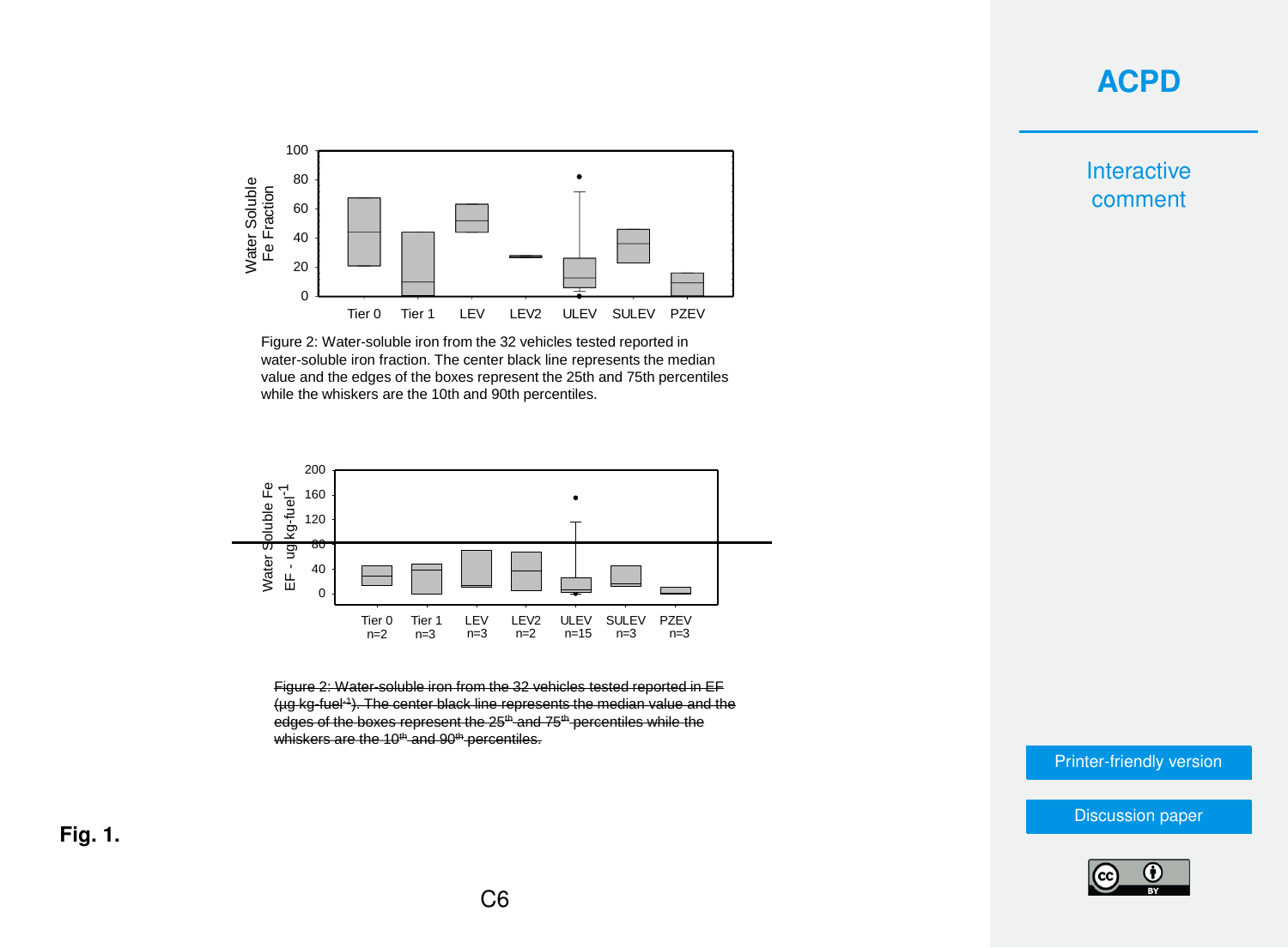Water Soluble Fe Fraction

100
80
60
40
20
0

Tier 0 Tier 1 LEV LEV2 ULEV SULEV PZEV

Figure 2: Water-soluble iron from the 32 vehicles tested reported in water-soluble iron fraction. The center black line represents the median value and the edges of the boxes represent the 25th and 75th percentiles while the whiskers are the 10th and 90th percentiles.

Water Soluble Fe EF - ug kg-fuel$^{-1}$

200
160
120
80
40
0

Tier 0 n=2
Tier 1 n=3
LEV n=3
LEV2 n=2
ULEV n=15
SULEV n=3
PZEV n=3

~~Figure 2: Water-soluble iron from the 32 vehicles tested reported in EF (µg kg-fuel$^{-1}$). The center black line represents the median value and the edges of the boxes represent the 25$^{th}$ and 75$^{th}$ percentiles while the whiskers are the 10$^{th}$ and 90$^{th}$ percentiles.~~

**Fig. 1.**